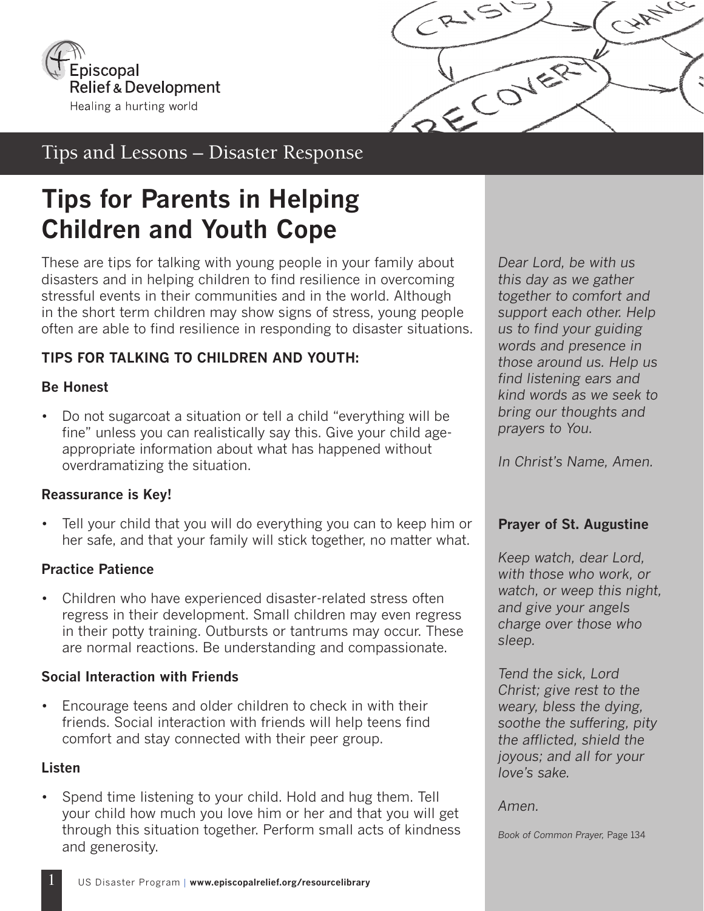Episcopal Relief & Development

Healing a hurting world

Tips and Lessons – Disaster Response

# Tips for Parents in Helping Children and Youth Cope

These are tips for talking with young people in your family about disasters and in helping children to find resilience in overcoming stressful events in their communities and in the world. Although in the short term children may show signs of stress, young people often are able to find resilience in responding to disaster situations.

## TIPS FOR TALKING TO CHILDREN AND YOUTH:

### Be Honest

- Do not sugarcoat a situation or tell a child "everything will be fine" unless you can realistically say this. Give your child age-appropriate information about what has happened without overdramatizing the situation.

### Reassurance is Key!

- Tell your child that you will do everything you can to keep him or her safe, and that your family will stick together, no matter what.

### Practice Patience

- Children who have experienced disaster-related stress often regress in their development. Small children may even regress in their potty training. Outbursts or tantrums may occur. These are normal reactions. Be understanding and compassionate.

### Social Interaction with Friends

- Encourage teens and older children to check in with their friends. Social interaction with friends will help teens find comfort and stay connected with their peer group.

### Listen

- Spend time listening to your child. Hold and hug them. Tell your child how much you love him or her and that you will get through this situation together. Perform small acts of kindness and generosity.

*Dear Lord, be with us this day as we gather together to comfort and support each other. Help us to find your guiding words and presence in those around us. Help us find listening ears and kind words as we seek to bring our thoughts and prayers to You.*

*In Christ's Name, Amen.*

**Prayer of St. Augustine**

*Keep watch, dear Lord, with those who work, or watch, or weep this night, and give your angels charge over those who sleep.*

*Tend the sick, Lord Christ; give rest to the weary, bless the dying, soothe the suffering, pity the afflicted, shield the joyous; and all for your love's sake.*

*Amen.*

*Book of Common Prayer,* Page 134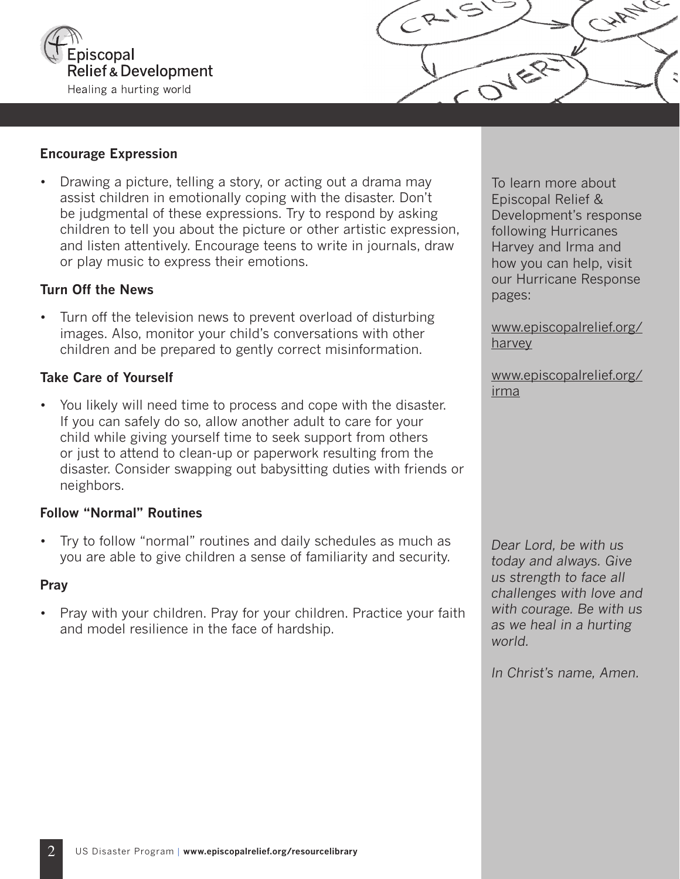### Encourage Expression

- Drawing a picture, telling a story, or acting out a drama may assist children in emotionally coping with the disaster. Don't be judgmental of these expressions. Try to respond by asking children to tell you about the picture or other artistic expression, and listen attentively. Encourage teens to write in journals, draw or play music to express their emotions.

### Turn Off the News

- Turn off the television news to prevent overload of disturbing images. Also, monitor your child's conversations with other children and be prepared to gently correct misinformation.

### Take Care of Yourself

- You likely will need time to process and cope with the disaster. If you can safely do so, allow another adult to care for your child while giving yourself time to seek support from others or just to attend to clean-up or paperwork resulting from the disaster. Consider swapping out babysitting duties with friends or neighbors.

### Follow "Normal" Routines

- Try to follow "normal" routines and daily schedules as much as you are able to give children a sense of familiarity and security.

### Pray

- Pray with your children. Pray for your children. Practice your faith and model resilience in the face of hardship.

To learn more about Episcopal Relief & Development's response following Hurricanes Harvey and Irma and how you can help, visit our Hurricane Response pages:

www.episcopalrelief.org/harvey

www.episcopalrelief.org/irma

*Dear Lord, be with us today and always. Give us strength to face all challenges with love and with courage. Be with us as we heal in a hurting world.*

*In Christ's name, Amen.*